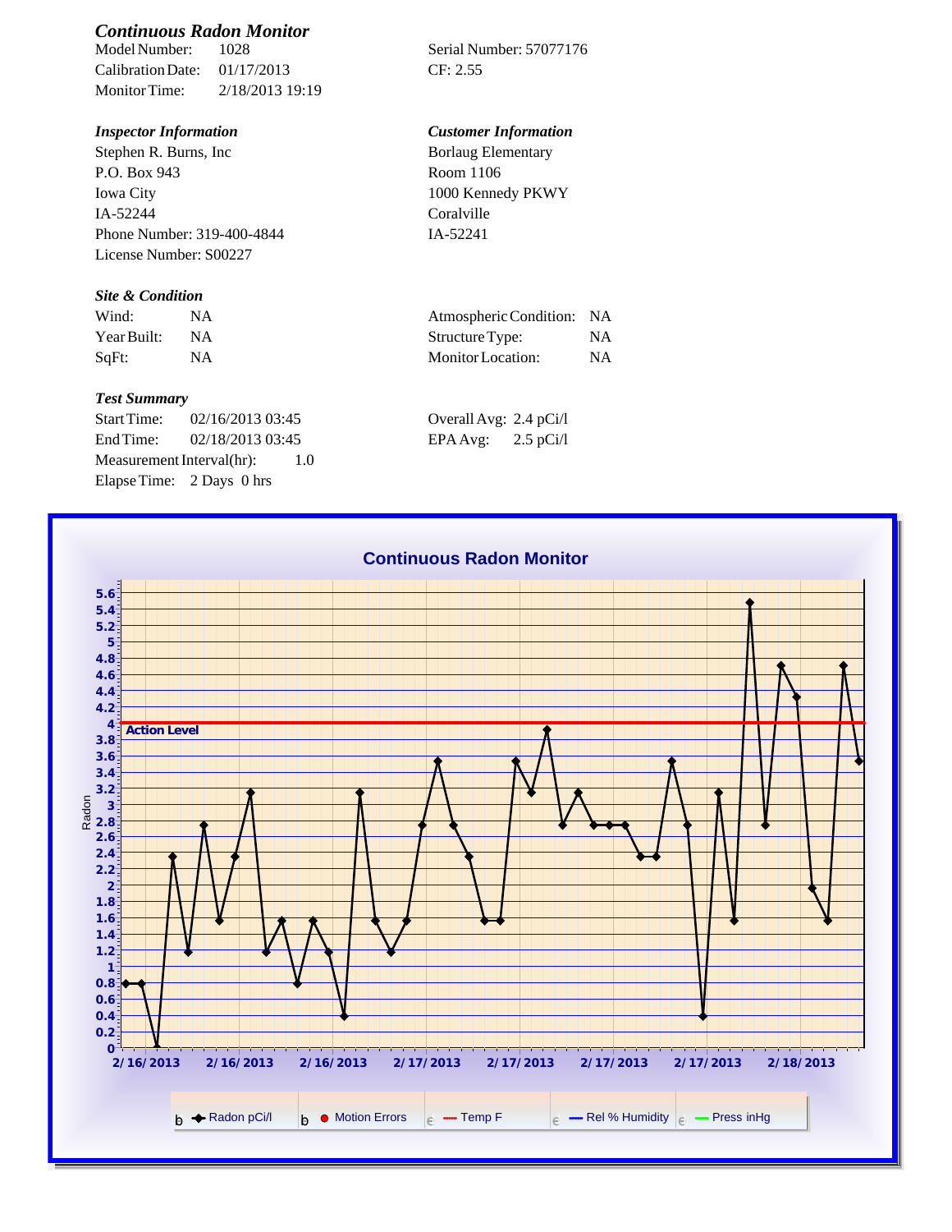## *Continuous Radon Monitor*

Model Number: 1028

Calibration Date: 01/17/2013

Monitor Time: 2/18/2013 19:19

Serial Number: 57077176

CF: 2.55

### *Inspector Information*

Stephen R. Burns, Inc
P.O. Box 943
Iowa City
IA-52244
Phone Number: 319-400-4844
License Number: S00227

### *Customer Information*

Borlaug Elementary
Room 1106
1000 Kennedy PKWY
Coralville
IA-52241

### *Site & Condition*

| | | | |
|---|---|---|---|
| Wind: | NA | Atmospheric Condition: | NA |
| Year Built: | NA | Structure Type: | NA |
| SqFt: | NA | Monitor Location: | NA |

### *Test Summary*

Start Time: 02/16/2013 03:45

End Time: 02/18/2013 03:45

Measurement Interval(hr): 1.0

Elapse Time: 2 Days 0 hrs

Overall Avg: 2.4 pCi/l

EPA Avg: 2.5 pCi/l

**Continuous Radon Monitor**

Radon

Action Level

2/16/2013 2/16/2013 2/16/2013 2/17/2013 2/17/2013 2/17/2013 2/17/2013 2/18/2013

Radon pCi/l | Motion Errors | Temp F | Rel % Humidity | Press inHg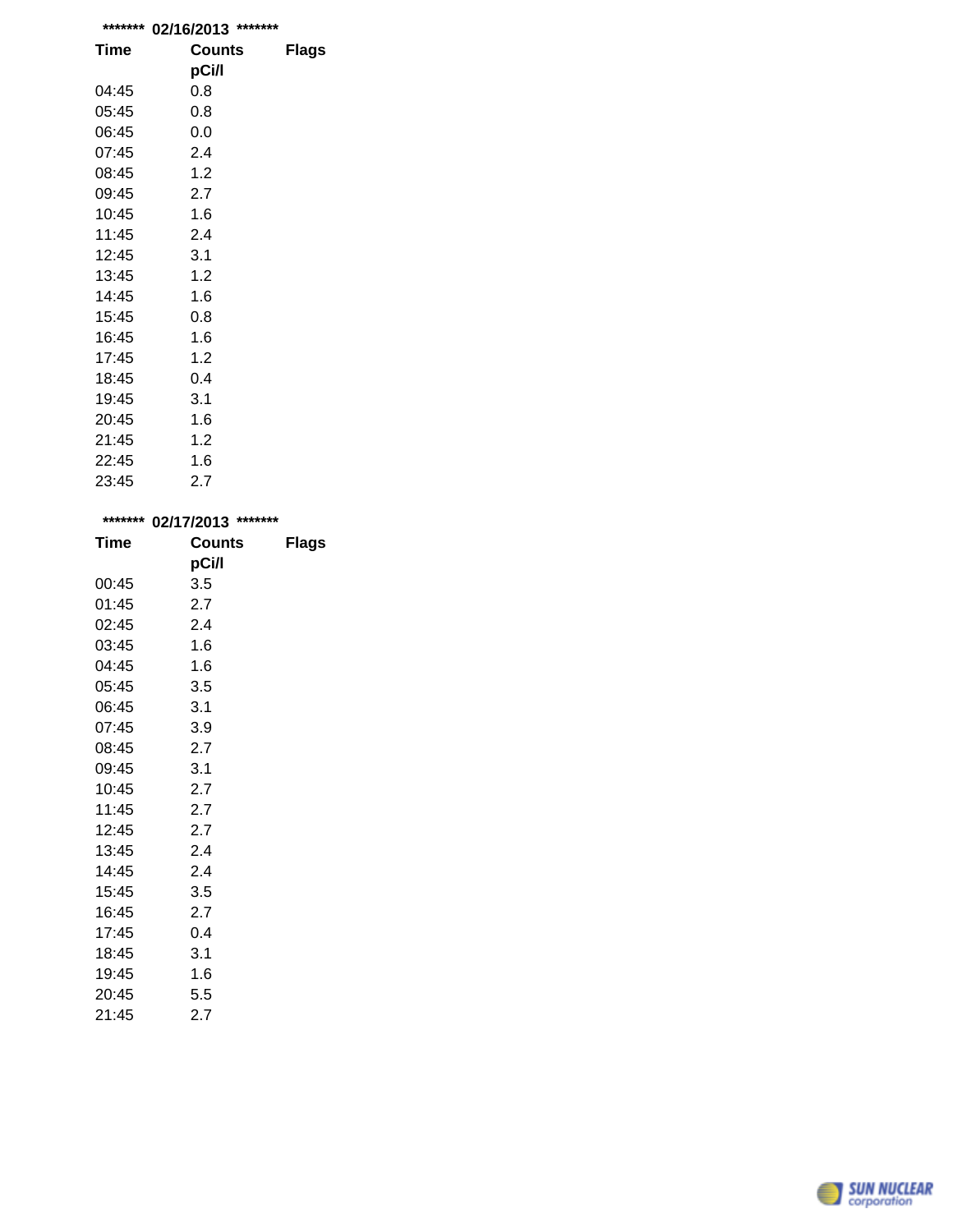**\*\*\*\*\*\*\* 02/16/2013 \*\*\*\*\*\*\***

| Time | Counts pCi/l | Flags |
|---|---|---|
| 04:45 | 0.8 | |
| 05:45 | 0.8 | |
| 06:45 | 0.0 | |
| 07:45 | 2.4 | |
| 08:45 | 1.2 | |
| 09:45 | 2.7 | |
| 10:45 | 1.6 | |
| 11:45 | 2.4 | |
| 12:45 | 3.1 | |
| 13:45 | 1.2 | |
| 14:45 | 1.6 | |
| 15:45 | 0.8 | |
| 16:45 | 1.6 | |
| 17:45 | 1.2 | |
| 18:45 | 0.4 | |
| 19:45 | 3.1 | |
| 20:45 | 1.6 | |
| 21:45 | 1.2 | |
| 22:45 | 1.6 | |
| 23:45 | 2.7 | |

**\*\*\*\*\*\*\* 02/17/2013 \*\*\*\*\*\*\***

| Time | Counts pCi/l | Flags |
|---|---|---|
| 00:45 | 3.5 | |
| 01:45 | 2.7 | |
| 02:45 | 2.4 | |
| 03:45 | 1.6 | |
| 04:45 | 1.6 | |
| 05:45 | 3.5 | |
| 06:45 | 3.1 | |
| 07:45 | 3.9 | |
| 08:45 | 2.7 | |
| 09:45 | 3.1 | |
| 10:45 | 2.7 | |
| 11:45 | 2.7 | |
| 12:45 | 2.7 | |
| 13:45 | 2.4 | |
| 14:45 | 2.4 | |
| 15:45 | 3.5 | |
| 16:45 | 2.7 | |
| 17:45 | 0.4 | |
| 18:45 | 3.1 | |
| 19:45 | 1.6 | |
| 20:45 | 5.5 | |
| 21:45 | 2.7 | |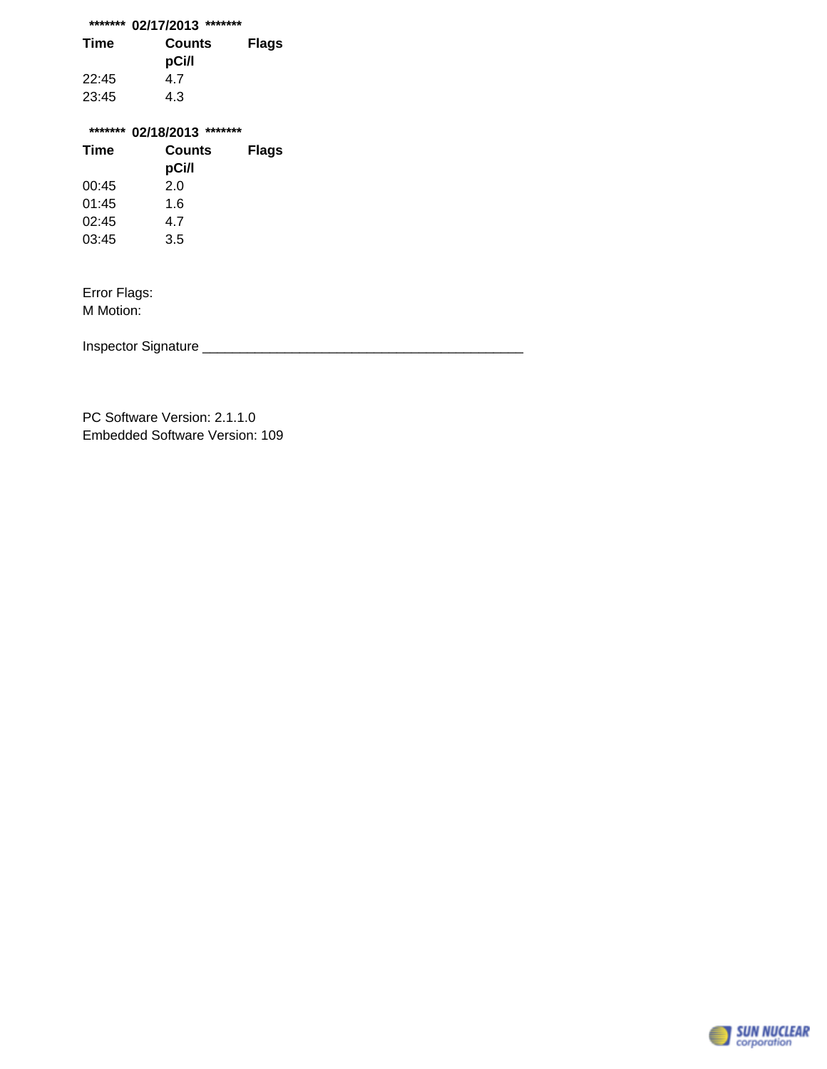******* 02/17/2013 *******

| Time | Counts pCi/l | Flags |
|---|---|---|
| 22:45 | 4.7 | |
| 23:45 | 4.3 | |

******* 02/18/2013 *******

| Time | Counts pCi/l | Flags |
|---|---|---|
| 00:45 | 2.0 | |
| 01:45 | 1.6 | |
| 02:45 | 4.7 | |
| 03:45 | 3.5 | |

Error Flags:
M Motion:

Inspector Signature ____________________________________________

PC Software Version: 2.1.1.0
Embedded Software Version: 109

SUN NUCLEAR corporation